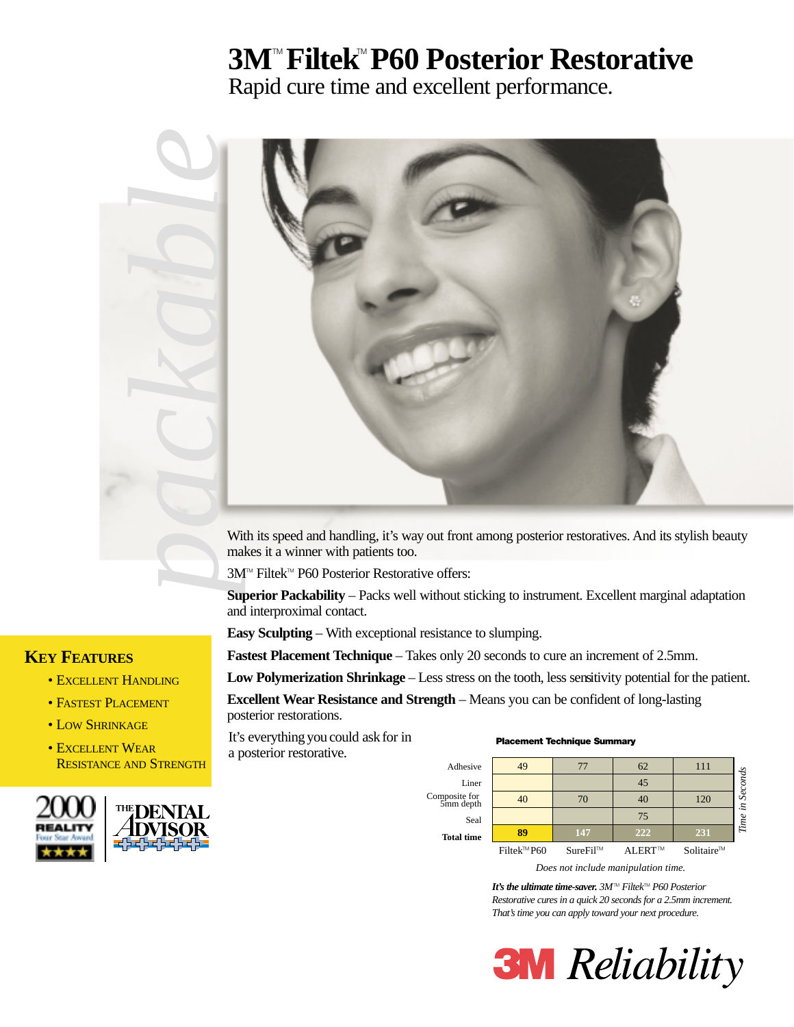# 3M™ Filtek™ P60 Posterior Restorative

Rapid cure time and excellent performance.

packable

With its speed and handling, it's way out front among posterior restoratives. And its stylish beauty makes it a winner with patients too.

3M™ Filtek™ P60 Posterior Restorative offers:

**Superior Packability** – Packs well without sticking to instrument. Excellent marginal adaptation and interproximal contact.

**Easy Sculpting** – With exceptional resistance to slumping.

**Fastest Placement Technique** – Takes only 20 seconds to cure an increment of 2.5mm.

**Low Polymerization Shrinkage** – Less stress on the tooth, less sensitivity potential for the patient.

**Excellent Wear Resistance and Strength** – Means you can be confident of long-lasting posterior restorations.

It's everything you could ask for in a posterior restorative.

## Key Features

- Excellent Handling
- Fastest Placement
- Low Shrinkage
- Excellent Wear Resistance and Strength

2000 REALITY Four Star Award

THE DENTAL ADVISOR

**Placement Technique Summary**

| Time in Seconds | Filtek™ P60 | SureFil™ | ALERT™ | Solitaire™ |
|---|---|---|---|---|
| Adhesive | 49 | 77 | 62 | 111 |
| Liner | | | 45 | |
| Composite for 5mm depth | 40 | 70 | 40 | 120 |
| Seal | | | 75 | |
| **Total time** | **89** | **147** | **222** | **231** |

*Does not include manipulation time.*

***It's the ultimate time-saver.*** *3M™ Filtek™ P60 Posterior Restorative cures in a quick 20 seconds for a 2.5mm increment. That's time you can apply toward your next procedure.*

3M *Reliability*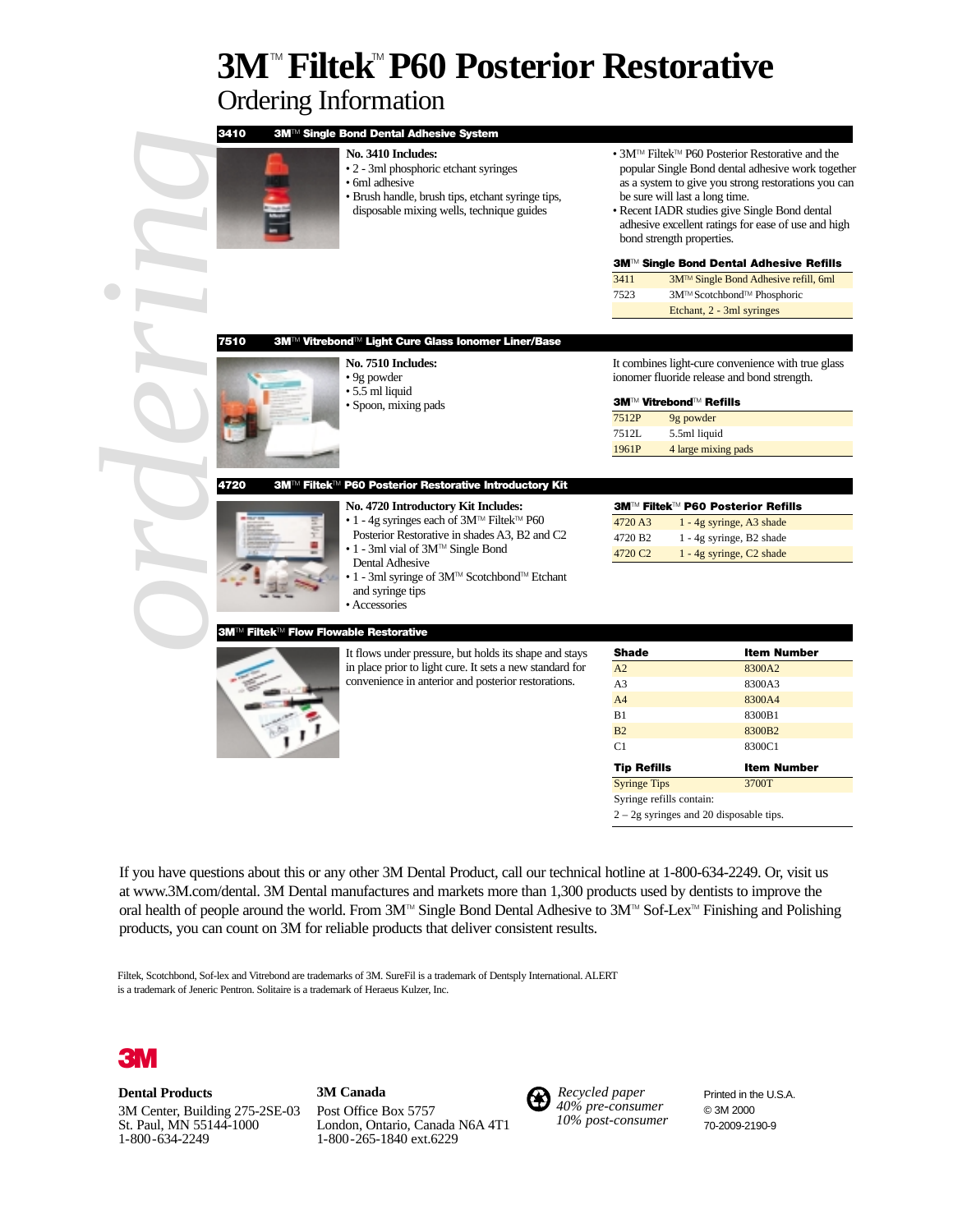# 3M™ Filtek™ P60 Posterior Restorative

## Ordering Information

### 3410 3M™ Single Bond Dental Adhesive System

**No. 3410 Includes:**
- 2 - 3ml phosphoric etchant syringes
- 6ml adhesive
- Brush handle, brush tips, etchant syringe tips, disposable mixing wells, technique guides

- 3M™ Filtek™ P60 Posterior Restorative and the popular Single Bond dental adhesive work together as a system to give you strong restorations you can be sure will last a long time.
- Recent IADR studies give Single Bond dental adhesive excellent ratings for ease of use and high bond strength properties.

**3M™ Single Bond Dental Adhesive Refills**

| | |
|---|---|
| 3411 | 3M™ Single Bond Adhesive refill, 6ml |
| 7523 | 3M™ Scotchbond™ Phosphoric Etchant, 2 - 3ml syringes |

### 7510 3M™ Vitrebond™ Light Cure Glass Ionomer Liner/Base

**No. 7510 Includes:**
- 9g powder
- 5.5 ml liquid
- Spoon, mixing pads

It combines light-cure convenience with true glass ionomer fluoride release and bond strength.

**3M™ Vitrebond™ Refills**

| | |
|---|---|
| 7512P | 9g powder |
| 7512L | 5.5ml liquid |
| 1961P | 4 large mixing pads |

### 4720 3M™ Filtek™ P60 Posterior Restorative Introductory Kit

**No. 4720 Introductory Kit Includes:**
- 1 - 4g syringes each of 3M™ Filtek™ P60 Posterior Restorative in shades A3, B2 and C2
- 1 - 3ml vial of 3M™ Single Bond Dental Adhesive
- 1 - 3ml syringe of 3M™ Scotchbond™ Etchant and syringe tips
- Accessories

**3M™ Filtek™ P60 Posterior Refills**

| | |
|---|---|
| 4720 A3 | 1 - 4g syringe, A3 shade |
| 4720 B2 | 1 - 4g syringe, B2 shade |
| 4720 C2 | 1 - 4g syringe, C2 shade |

### 3M™ Filtek™ Flow Flowable Restorative

It flows under pressure, but holds its shape and stays in place prior to light cure. It sets a new standard for convenience in anterior and posterior restorations.

| Shade | Item Number |
|---|---|
| A2 | 8300A2 |
| A3 | 8300A3 |
| A4 | 8300A4 |
| B1 | 8300B1 |
| B2 | 8300B2 |
| C1 | 8300C1 |

| Tip Refills | Item Number |
|---|---|
| Syringe Tips | 3700T |

Syringe refills contain:
2 – 2g syringes and 20 disposable tips.

If you have questions about this or any other 3M Dental Product, call our technical hotline at 1-800-634-2249. Or, visit us at www.3M.com/dental. 3M Dental manufactures and markets more than 1,300 products used by dentists to improve the oral health of people around the world. From 3M™ Single Bond Dental Adhesive to 3M™ Sof-Lex™ Finishing and Polishing products, you can count on 3M for reliable products that deliver consistent results.

Filtek, Scotchbond, Sof-lex and Vitrebond are trademarks of 3M. SureFil is a trademark of Dentsply International. ALERT is a trademark of Jeneric Pentron. Solitaire is a trademark of Heraeus Kulzer, Inc.

3M

**Dental Products**
3M Center, Building 275-2SE-03
St. Paul, MN 55144-1000
1-800-634-2249

**3M Canada**
Post Office Box 5757
London, Ontario, Canada N6A 4T1
1-800-265-1840 ext.6229

*Recycled paper*
*40% pre-consumer*
*10% post-consumer*

Printed in the U.S.A.
© 3M 2000
70-2009-2190-9